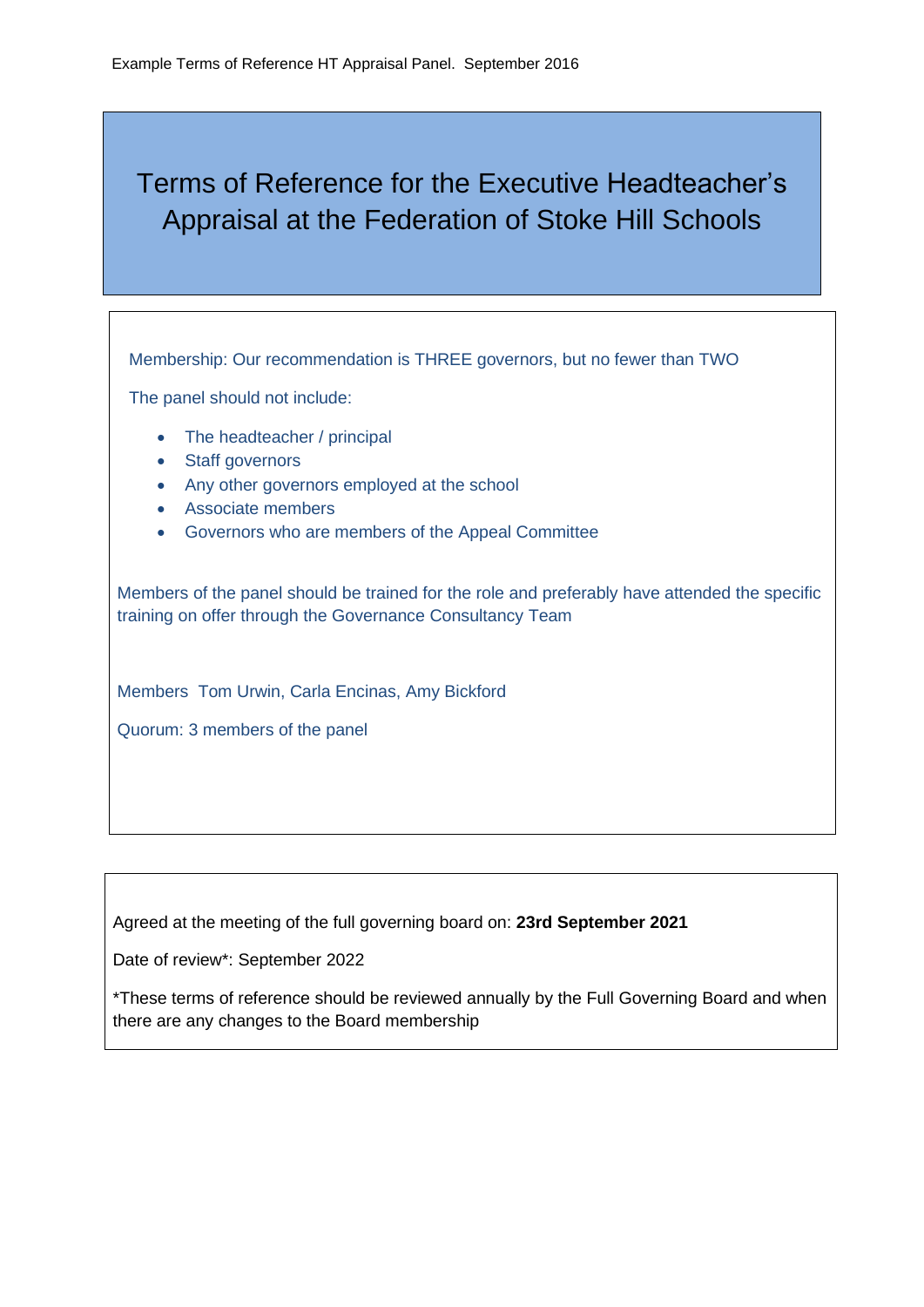Example Terms of Reference HT Appraisal Panel. September 2016

# Terms of Reference for the Executive Headteacher's Appraisal at the Federation of Stoke Hill Schools

Membership: Our recommendation is THREE governors, but no fewer than TWO

The panel should not include:

- The headteacher / principal
- Staff governors
- Any other governors employed at the school
- Associate members
- Governors who are members of the Appeal Committee

Members of the panel should be trained for the role and preferably have attended the specific training on offer through the Governance Consultancy Team

Members Tom Urwin, Carla Encinas, Amy Bickford

Quorum: 3 members of the panel

Agreed at the meeting of the full governing board on: **23rd September 2021**

Date of review*: September 2022

*These terms of reference should be reviewed annually by the Full Governing Board and when there are any changes to the Board membership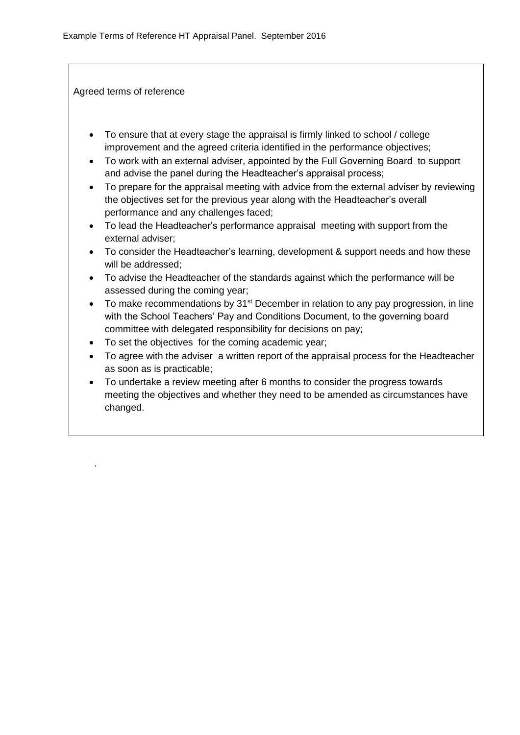Agreed terms of reference

- To ensure that at every stage the appraisal is firmly linked to school / college improvement and the agreed criteria identified in the performance objectives;
- To work with an external adviser, appointed by the Full Governing Board to support and advise the panel during the Headteacher's appraisal process;
- To prepare for the appraisal meeting with advice from the external adviser by reviewing the objectives set for the previous year along with the Headteacher's overall performance and any challenges faced;
- To lead the Headteacher's performance appraisal meeting with support from the external adviser;
- To consider the Headteacher's learning, development & support needs and how these will be addressed;
- To advise the Headteacher of the standards against which the performance will be assessed during the coming year;
- To make recommendations by 31st December in relation to any pay progression, in line with the School Teachers' Pay and Conditions Document, to the governing board committee with delegated responsibility for decisions on pay;
- To set the objectives for the coming academic year;
- To agree with the adviser a written report of the appraisal process for the Headteacher as soon as is practicable;
- To undertake a review meeting after 6 months to consider the progress towards meeting the objectives and whether they need to be amended as circumstances have changed.

.